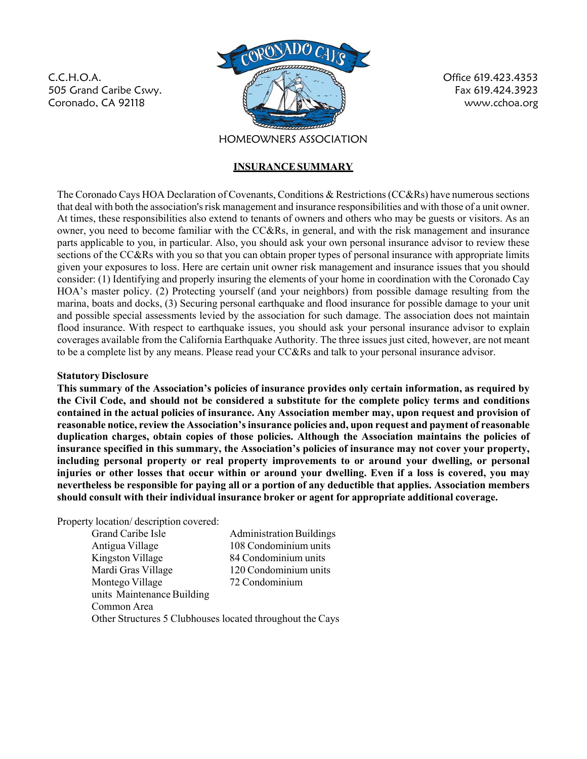C.C.H.O.A.
505 Grand Caribe Cswy.
Coronado, CA 92118

CORONADO CAYS
HOMEOWNERS ASSOCIATION

Office 619.423.4353
Fax 619.424.3923
www.cchoa.org

## INSURANCE SUMMARY

The Coronado Cays HOA Declaration of Covenants, Conditions & Restrictions (CC&Rs) have numerous sections that deal with both the association's risk management and insurance responsibilities and with those of a unit owner. At times, these responsibilities also extend to tenants of owners and others who may be guests or visitors. As an owner, you need to become familiar with the CC&Rs, in general, and with the risk management and insurance parts applicable to you, in particular. Also, you should ask your own personal insurance advisor to review these sections of the CC&Rs with you so that you can obtain proper types of personal insurance with appropriate limits given your exposures to loss. Here are certain unit owner risk management and insurance issues that you should consider: (1) Identifying and properly insuring the elements of your home in coordination with the Coronado Cay HOA's master policy. (2) Protecting yourself (and your neighbors) from possible damage resulting from the marina, boats and docks, (3) Securing personal earthquake and flood insurance for possible damage to your unit and possible special assessments levied by the association for such damage. The association does not maintain flood insurance. With respect to earthquake issues, you should ask your personal insurance advisor to explain coverages available from the California Earthquake Authority. The three issues just cited, however, are not meant to be a complete list by any means. Please read your CC&Rs and talk to your personal insurance advisor.

**Statutory Disclosure**

**This summary of the Association's policies of insurance provides only certain information, as required by the Civil Code, and should not be considered a substitute for the complete policy terms and conditions contained in the actual policies of insurance. Any Association member may, upon request and provision of reasonable notice, review the Association's insurance policies and, upon request and payment of reasonable duplication charges, obtain copies of those policies. Although the Association maintains the policies of insurance specified in this summary, the Association's policies of insurance may not cover your property, including personal property or real property improvements to or around your dwelling, or personal injuries or other losses that occur within or around your dwelling. Even if a loss is covered, you may nevertheless be responsible for paying all or a portion of any deductible that applies. Association members should consult with their individual insurance broker or agent for appropriate additional coverage.**

Property location/ description covered:

| | |
|---|---|
| Grand Caribe Isle | Administration Buildings |
| Antigua Village | 108 Condominium units |
| Kingston Village | 84 Condominium units |
| Mardi Gras Village | 120 Condominium units |
| Montego Village | 72 Condominium |
| units Maintenance Building | |
| Common Area | |
| Other Structures 5 Clubhouses located throughout the Cays | |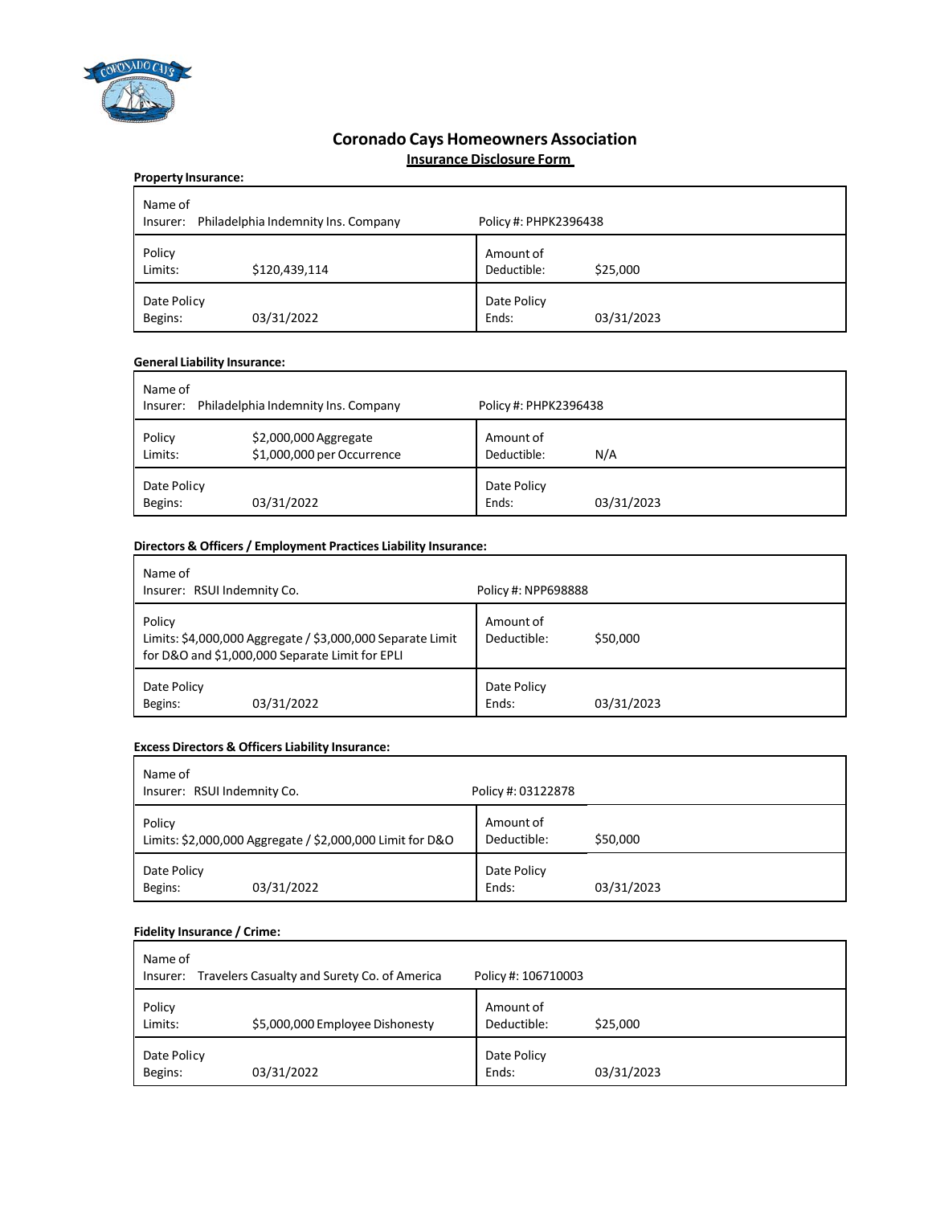# Coronado Cays Homeowners Association

## Insurance Disclosure Form

**Property Insurance:**

| | |
|---|---|
| Name of Insurer: Philadelphia Indemnity Ins. Company | Policy #: PHPK2396438 |
| Policy Limits: $120,439,114 | Amount of Deductible: $25,000 |
| Date Policy Begins: 03/31/2022 | Date Policy Ends: 03/31/2023 |

**General Liability Insurance:**

| | |
|---|---|
| Name of Insurer: Philadelphia Indemnity Ins. Company | Policy #: PHPK2396438 |
| Policy Limits: $2,000,000 Aggregate $1,000,000 per Occurrence | Amount of Deductible: N/A |
| Date Policy Begins: 03/31/2022 | Date Policy Ends: 03/31/2023 |

**Directors & Officers / Employment Practices Liability Insurance:**

| | |
|---|---|
| Name of Insurer: RSUI Indemnity Co. | Policy #: NPP698888 |
| Policy Limits: $4,000,000 Aggregate / $3,000,000 Separate Limit for D&O and $1,000,000 Separate Limit for EPLI | Amount of Deductible: $50,000 |
| Date Policy Begins: 03/31/2022 | Date Policy Ends: 03/31/2023 |

**Excess Directors & Officers Liability Insurance:**

| | |
|---|---|
| Name of Insurer: RSUI Indemnity Co. | Policy #: 03122878 |
| Policy Limits: $2,000,000 Aggregate / $2,000,000 Limit for D&O | Amount of Deductible: $50,000 |
| Date Policy Begins: 03/31/2022 | Date Policy Ends: 03/31/2023 |

**Fidelity Insurance / Crime:**

| | |
|---|---|
| Name of Insurer: Travelers Casualty and Surety Co. of America | Policy #: 106710003 |
| Policy Limits: $5,000,000 Employee Dishonesty | Amount of Deductible: $25,000 |
| Date Policy Begins: 03/31/2022 | Date Policy Ends: 03/31/2023 |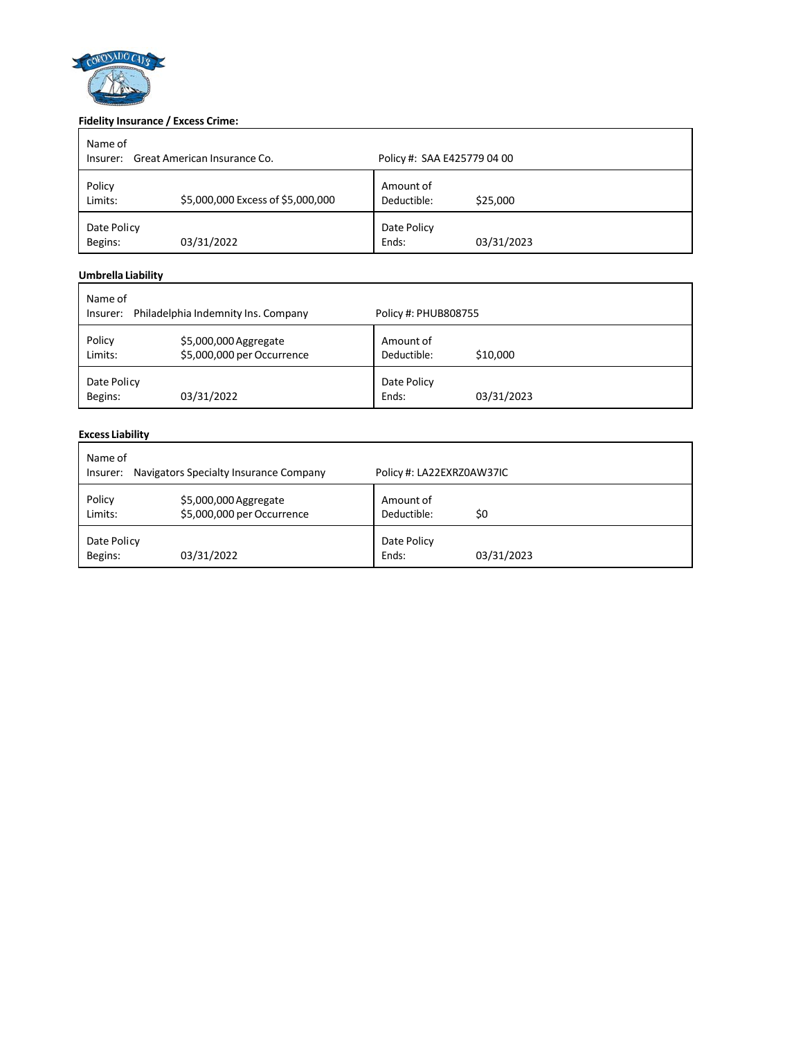**Fidelity Insurance / Excess Crime:**

| | | | |
|---|---|---|---|
| Name of Insurer: | Great American Insurance Co. | Policy #: SAA E425779 04 00 | |
| Policy Limits: | $5,000,000 Excess of $5,000,000 | Amount of Deductible: | $25,000 |
| Date Policy Begins: | 03/31/2022 | Date Policy Ends: | 03/31/2023 |

**Umbrella Liability**

| | | | |
|---|---|---|---|
| Name of Insurer: | Philadelphia Indemnity Ins. Company | Policy #: PHUB808755 | |
| Policy Limits: | $5,000,000 Aggregate<br>$5,000,000 per Occurrence | Amount of Deductible: | $10,000 |
| Date Policy Begins: | 03/31/2022 | Date Policy Ends: | 03/31/2023 |

**Excess Liability**

| | | | |
|---|---|---|---|
| Name of Insurer: | Navigators Specialty Insurance Company | Policy #: LA22EXRZ0AW37IC | |
| Policy Limits: | $5,000,000 Aggregate<br>$5,000,000 per Occurrence | Amount of Deductible: | $0 |
| Date Policy Begins: | 03/31/2022 | Date Policy Ends: | 03/31/2023 |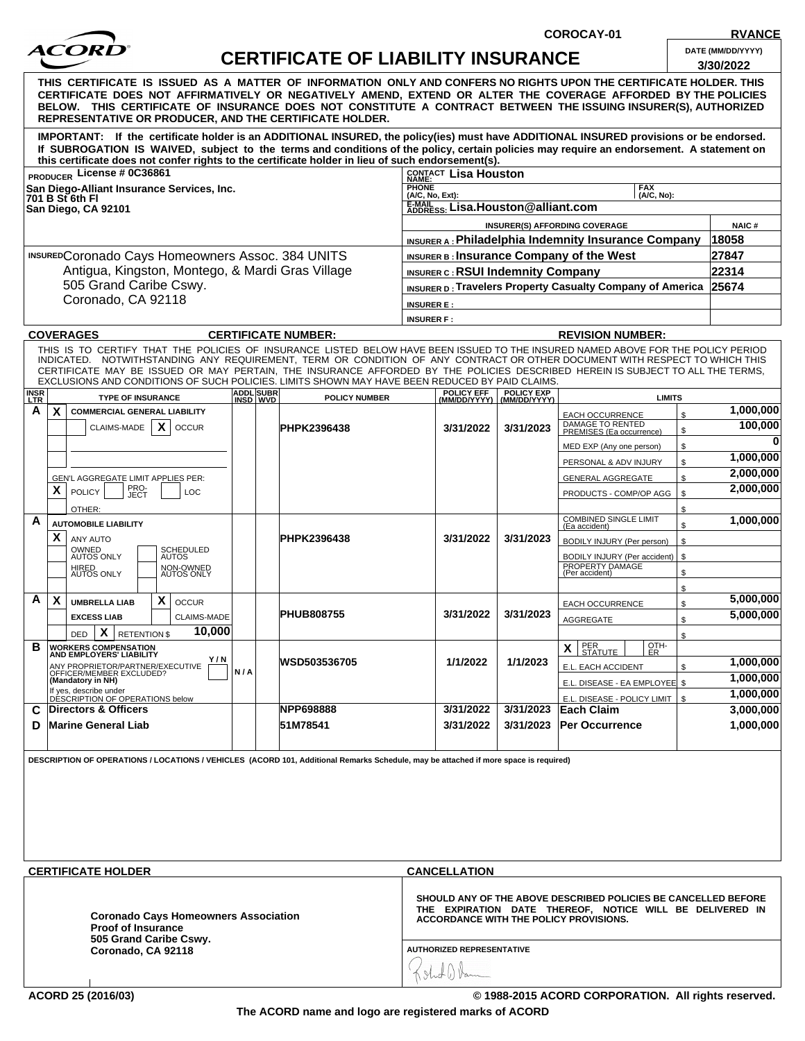COROCAY-01 RVANCE

# ACORD CERTIFICATE OF LIABILITY INSURANCE

DATE (MM/DD/YYYY) 3/30/2022

**THIS CERTIFICATE IS ISSUED AS A MATTER OF INFORMATION ONLY AND CONFERS NO RIGHTS UPON THE CERTIFICATE HOLDER. THIS CERTIFICATE DOES NOT AFFIRMATIVELY OR NEGATIVELY AMEND, EXTEND OR ALTER THE COVERAGE AFFORDED BY THE POLICIES BELOW. THIS CERTIFICATE OF INSURANCE DOES NOT CONSTITUTE A CONTRACT BETWEEN THE ISSUING INSURER(S), AUTHORIZED REPRESENTATIVE OR PRODUCER, AND THE CERTIFICATE HOLDER.**

**IMPORTANT: If the certificate holder is an ADDITIONAL INSURED, the policy(ies) must have ADDITIONAL INSURED provisions or be endorsed. If SUBROGATION IS WAIVED, subject to the terms and conditions of the policy, certain policies may require an endorsement. A statement on this certificate does not confer rights to the certificate holder in lieu of such endorsement(s).**

| | |
|---|---|
| PRODUCER License # 0C36861<br>San Diego-Alliant Insurance Services, Inc.<br>701 B St 6th Fl<br>San Diego, CA 92101 | CONTACT NAME: Lisa Houston<br>PHONE (A/C, No, Ext): FAX (A/C, No):<br>E-MAIL ADDRESS: Lisa.Houston@alliant.com |
| INSURED Coronado Cays Homeowners Assoc. 384 UNITS<br>Antigua, Kingston, Montego, & Mardi Gras Village<br>505 Grand Caribe Cswy.<br>Coronado, CA 92118 | |

| INSURER(S) AFFORDING COVERAGE | NAIC # |
|---|---|
| INSURER A : Philadelphia Indemnity Insurance Company | 18058 |
| INSURER B : Insurance Company of the West | 27847 |
| INSURER C : RSUI Indemnity Company | 22314 |
| INSURER D : Travelers Property Casualty Company of America | 25674 |
| INSURER E : | |
| INSURER F : | |

**COVERAGES** CERTIFICATE NUMBER: REVISION NUMBER:

THIS IS TO CERTIFY THAT THE POLICIES OF INSURANCE LISTED BELOW HAVE BEEN ISSUED TO THE INSURED NAMED ABOVE FOR THE POLICY PERIOD INDICATED. NOTWITHSTANDING ANY REQUIREMENT, TERM OR CONDITION OF ANY CONTRACT OR OTHER DOCUMENT WITH RESPECT TO WHICH THIS CERTIFICATE MAY BE ISSUED OR MAY PERTAIN, THE INSURANCE AFFORDED BY THE POLICIES DESCRIBED HEREIN IS SUBJECT TO ALL THE TERMS, EXCLUSIONS AND CONDITIONS OF SUCH POLICIES. LIMITS SHOWN MAY HAVE BEEN REDUCED BY PAID CLAIMS.

| INSR LTR | TYPE OF INSURANCE | ADDL INSD | SUBR WVD | POLICY NUMBER | POLICY EFF (MM/DD/YYYY) | POLICY EXP (MM/DD/YYYY) | LIMITS | |
|---|---|---|---|---|---|---|---|---|
| A | X COMMERCIAL GENERAL LIABILITY | | | PHPK2396438 | 3/31/2022 | 3/31/2023 | EACH OCCURRENCE | $ 1,000,000 |
| | CLAIMS-MADE X OCCUR | | | | | | DAMAGE TO RENTED PREMISES (Ea occurrence) | $ 100,000 |
| | | | | | | | MED EXP (Any one person) | $ 0 |
| | | | | | | | PERSONAL & ADV INJURY | $ 1,000,000 |
| | GEN'L AGGREGATE LIMIT APPLIES PER: | | | | | | GENERAL AGGREGATE | $ 2,000,000 |
| | X POLICY PRO-JECT LOC | | | | | | PRODUCTS - COMP/OP AGG | $ 2,000,000 |
| | OTHER: | | | | | | | $ |
| A | AUTOMOBILE LIABILITY | | | PHPK2396438 | 3/31/2022 | 3/31/2023 | COMBINED SINGLE LIMIT (Ea accident) | $ 1,000,000 |
| | X ANY AUTO | | | | | | BODILY INJURY (Per person) | $ |
| | OWNED AUTOS ONLY / SCHEDULED AUTOS | | | | | | BODILY INJURY (Per accident) | $ |
| | HIRED AUTOS ONLY / NON-OWNED AUTOS ONLY | | | | | | PROPERTY DAMAGE (Per accident) | $ |
| | | | | | | | | $ |
| A | X UMBRELLA LIAB X OCCUR | | | PHUB808755 | 3/31/2022 | 3/31/2023 | EACH OCCURRENCE | $ 5,000,000 |
| | EXCESS LIAB CLAIMS-MADE | | | | | | AGGREGATE | $ 5,000,000 |
| | DED X RETENTION $ 10,000 | | | | | | | $ |
| B | WORKERS COMPENSATION AND EMPLOYERS' LIABILITY Y/N<br>ANY PROPRIETOR/PARTNER/EXECUTIVE OFFICER/MEMBER EXCLUDED? (Mandatory in NH)<br>If yes, describe under DESCRIPTION OF OPERATIONS below | N / A | | WSD503536705 | 1/1/2022 | 1/1/2023 | X PER STATUTE OTH-ER | |
| | | | | | | | E.L. EACH ACCIDENT | $ 1,000,000 |
| | | | | | | | E.L. DISEASE - EA EMPLOYEE | $ 1,000,000 |
| | | | | | | | E.L. DISEASE - POLICY LIMIT | $ 1,000,000 |
| C | Directors & Officers | | | NPP698888 | 3/31/2022 | 3/31/2023 | Each Claim | 3,000,000 |
| D | Marine General Liab | | | 51M78541 | 3/31/2022 | 3/31/2023 | Per Occurrence | 1,000,000 |

DESCRIPTION OF OPERATIONS / LOCATIONS / VEHICLES (ACORD 101, Additional Remarks Schedule, may be attached if more space is required)

| CERTIFICATE HOLDER | CANCELLATION |
|---|---|
| Coronado Cays Homeowners Association<br>Proof of Insurance<br>505 Grand Caribe Cswy.<br>Coronado, CA 92118 | SHOULD ANY OF THE ABOVE DESCRIBED POLICIES BE CANCELLED BEFORE THE EXPIRATION DATE THEREOF, NOTICE WILL BE DELIVERED IN ACCORDANCE WITH THE POLICY PROVISIONS.<br><br>AUTHORIZED REPRESENTATIVE |

ACORD 25 (2016/03) © 1988-2015 ACORD CORPORATION. All rights reserved.

The ACORD name and logo are registered marks of ACORD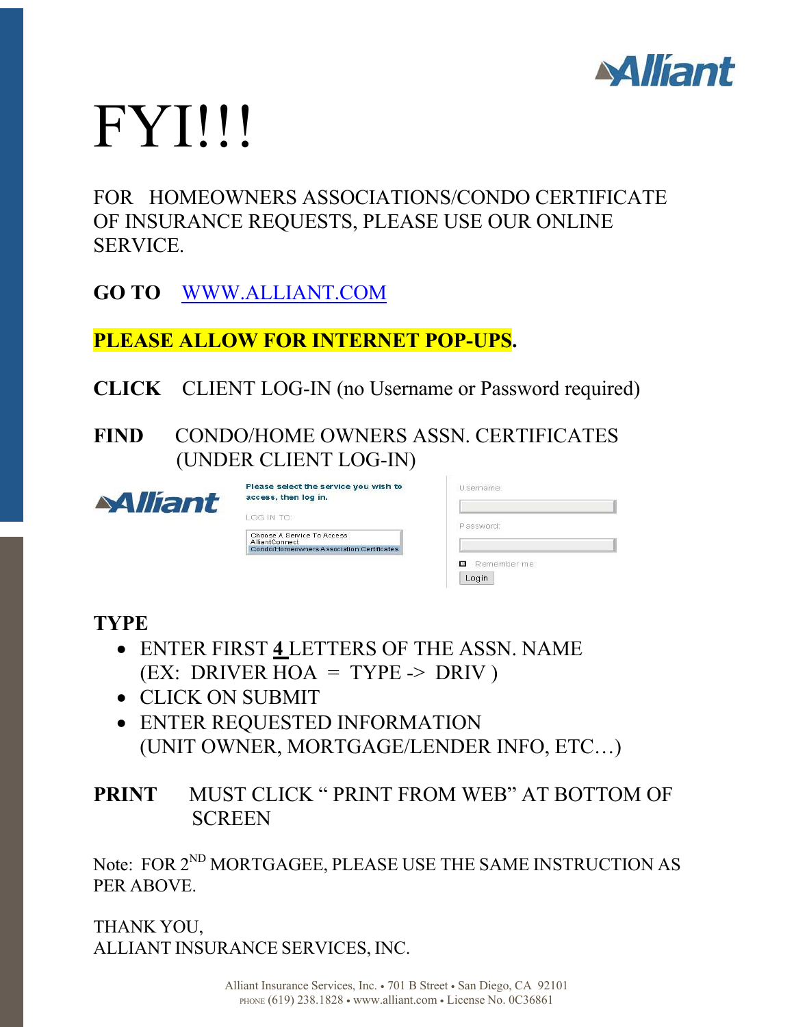# FYI!!!

FOR HOMEOWNERS ASSOCIATIONS/CONDO CERTIFICATE OF INSURANCE REQUESTS, PLEASE USE OUR ONLINE SERVICE.

**GO TO** WWW.ALLIANT.COM

**PLEASE ALLOW FOR INTERNET POP-UPS.**

**CLICK** CLIENT LOG-IN (no Username or Password required)

**FIND** CONDO/HOME OWNERS ASSN. CERTIFICATES (UNDER CLIENT LOG-IN)

Please select the service you wish to access, then log in.

LOG IN TO:

Choose A Service To Access
AlliantConnect
Condo/Homeowners Association Certificates

Username:

Password:

Remember me

Login

**TYPE**

- ENTER FIRST **4** LETTERS OF THE ASSN. NAME (EX: DRIVER HOA = TYPE -> DRIV )
- CLICK ON SUBMIT
- ENTER REQUESTED INFORMATION (UNIT OWNER, MORTGAGE/LENDER INFO, ETC…)

**PRINT** MUST CLICK " PRINT FROM WEB" AT BOTTOM OF SCREEN

Note: FOR 2ND MORTGAGEE, PLEASE USE THE SAME INSTRUCTION AS PER ABOVE.

THANK YOU,
ALLIANT INSURANCE SERVICES, INC.

Alliant Insurance Services, Inc. • 701 B Street • San Diego, CA 92101
PHONE (619) 238.1828 • www.alliant.com • License No. 0C36861